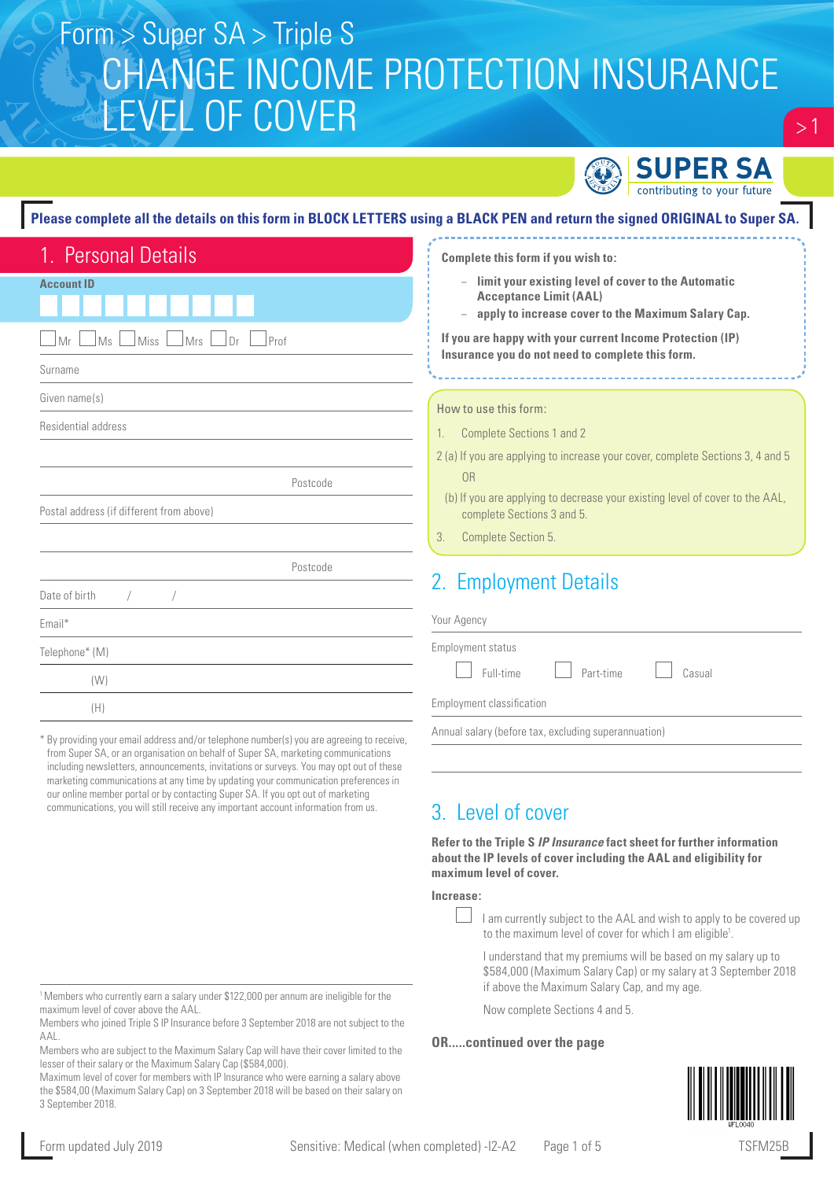Form > Super SA > Triple S

# CHANGE INCOME PROTECTION INSURANCE LEVEL OF COVER

SUPER SA contributing to your future

**Please complete all the details on this form in BLOCK LETTERS using a BLACK PEN and return the signed ORIGINAL to Super SA.**

## 1. Personal Details

**Account ID**

☐ Mr ☐ Ms ☐ Miss ☐ Mrs ☐ Dr ☐ Prof

Surname

Given name(s)

Residential address

Postcode

Postal address (if different from above)

Postcode

Date of birth / /

Email*

Telephone* (M)

(W)

(H)

\* By providing your email address and/or telephone number(s) you are agreeing to receive, from Super SA, or an organisation on behalf of Super SA, marketing communications including newsletters, announcements, invitations or surveys. You may opt out of these marketing communications at any time by updating your communication preferences in our online member portal or by contacting Super SA. If you opt out of marketing communications, you will still receive any important account information from us.

**Complete this form if you wish to:**

- **limit your existing level of cover to the Automatic Acceptance Limit (AAL)**
- **apply to increase cover to the Maximum Salary Cap.**

**If you are happy with your current Income Protection (IP) Insurance you do not need to complete this form.**

How to use this form:

1. Complete Sections 1 and 2

2 (a) If you are applying to increase your cover, complete Sections 3, 4 and 5

OR

(b) If you are applying to decrease your existing level of cover to the AAL, complete Sections 3 and 5.

3. Complete Section 5.

## 2. Employment Details

Your Agency

Employment status

☐ Full-time ☐ Part-time ☐ Casual

Employment classification

Annual salary (before tax, excluding superannuation)

## 3. Level of cover

**Refer to the Triple S *IP Insurance* fact sheet for further information about the IP levels of cover including the AAL and eligibility for maximum level of cover.**

**Increase:**

☐ I am currently subject to the AAL and wish to apply to be covered up to the maximum level of cover for which I am eligible[1].

I understand that my premiums will be based on my salary up to $584,000 (Maximum Salary Cap) or my salary at 3 September 2018 if above the Maximum Salary Cap, and my age.

Now complete Sections 4 and 5.

**OR.....continued over the page**

[1] Members who currently earn a salary under $122,000 per annum are ineligible for the maximum level of cover above the AAL.
Members who joined Triple S IP Insurance before 3 September 2018 are not subject to the AAL.
Members who are subject to the Maximum Salary Cap will have their cover limited to the lesser of their salary or the Maximum Salary Cap ($584,000).
Maximum level of cover for members with IP Insurance who were earning a salary above the $584,00 (Maximum Salary Cap) on 3 September 2018 will be based on their salary on 3 September 2018.

Form updated July 2019 | Sensitive: Medical (when completed) -I2-A2 | TSFM25B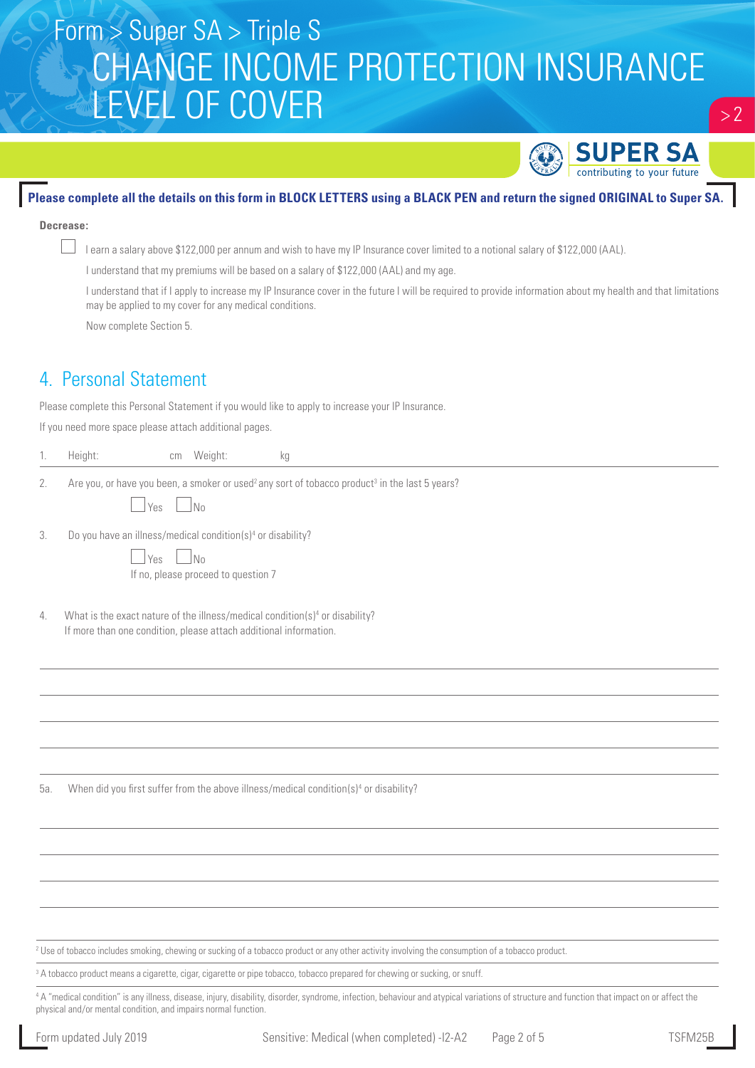Form > Super SA > Triple S

# CHANGE INCOME PROTECTION INSURANCE LEVEL OF COVER

**Please complete all the details on this form in BLOCK LETTERS using a BLACK PEN and return the signed ORIGINAL to Super SA.**

**Decrease:**

☐ I earn a salary above $122,000 per annum and wish to have my IP Insurance cover limited to a notional salary of $122,000 (AAL).

I understand that my premiums will be based on a salary of $122,000 (AAL) and my age.

I understand that if I apply to increase my IP Insurance cover in the future I will be required to provide information about my health and that limitations may be applied to my cover for any medical conditions.

Now complete Section 5.

## 4. Personal Statement

Please complete this Personal Statement if you would like to apply to increase your IP Insurance.

If you need more space please attach additional pages.

1. Height: cm Weight: kg

2. Are you, or have you been, a smoker or used[2] any sort of tobacco product[3] in the last 5 years?

   ☐ Yes ☐ No

3. Do you have an illness/medical condition(s)[4] or disability?

   ☐ Yes ☐ No

   If no, please proceed to question 7

4. What is the exact nature of the illness/medical condition(s)[4] or disability?
   If more than one condition, please attach additional information.

5a. When did you first suffer from the above illness/medical condition(s)[4] or disability?

[2] Use of tobacco includes smoking, chewing or sucking of a tobacco product or any other activity involving the consumption of a tobacco product.

[3] A tobacco product means a cigarette, cigar, cigarette or pipe tobacco, tobacco prepared for chewing or sucking, or snuff.

[4] A "medical condition" is any illness, disease, injury, disability, disorder, syndrome, infection, behaviour and atypical variations of structure and function that impact on or affect the physical and/or mental condition, and impairs normal function.

Form updated July 2019 Sensitive: Medical (when completed) -I2-A2 TSFM25B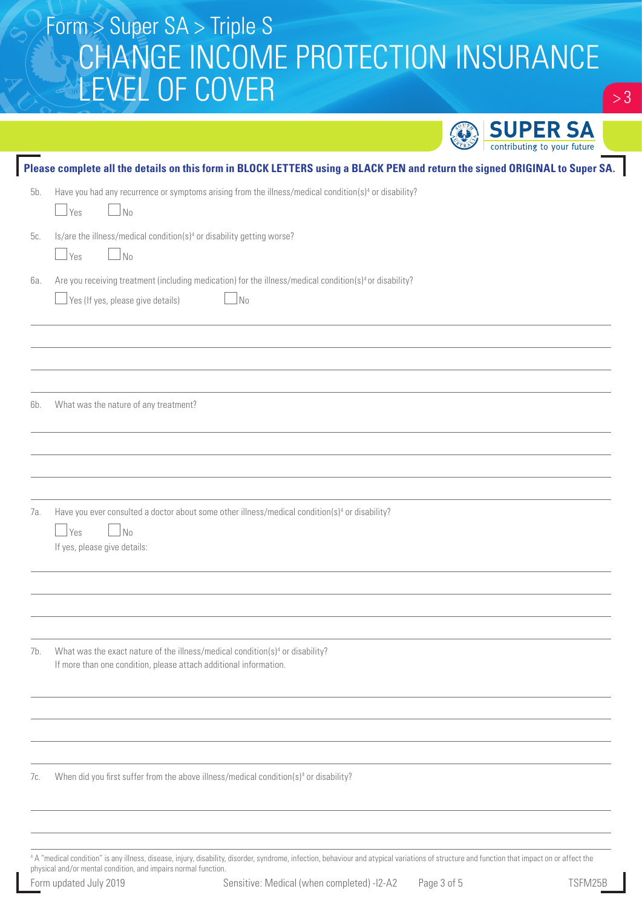**Please complete all the details on this form in BLOCK LETTERS using a BLACK PEN and return the signed ORIGINAL to Super SA.**

5b. Have you had any recurrence or symptoms arising from the illness/medical condition(s)[4] or disability?

☐ Yes ☐ No

5c. Is/are the illness/medical condition(s)[4] or disability getting worse?

☐ Yes ☐ No

6a. Are you receiving treatment (including medication) for the illness/medical condition(s)[4] or disability?

☐ Yes (If yes, please give details) ☐ No

6b. What was the nature of any treatment?

7a. Have you ever consulted a doctor about some other illness/medical condition(s)[4] or disability?

☐ Yes ☐ No

If yes, please give details:

7b. What was the exact nature of the illness/medical condition(s)[4] or disability?
If more than one condition, please attach additional information.

7c. When did you first suffer from the above illness/medical condition(s)[4] or disability?

[4] A "medical condition" is any illness, disease, injury, disability, disorder, syndrome, infection, behaviour and atypical variations of structure and function that impact on or affect the physical and/or mental condition, and impairs normal function.

Form updated July 2019 Sensitive: Medical (when completed) -I2-A2 TSFM25B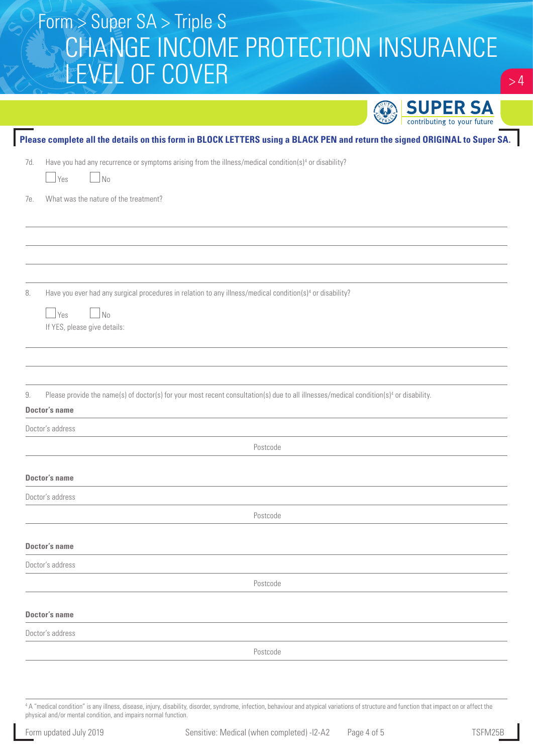# Form > Super SA > Triple S
# CHANGE INCOME PROTECTION INSURANCE LEVEL OF COVER

**SUPER SA** contributing to your future

**Please complete all the details on this form in BLOCK LETTERS using a BLACK PEN and return the signed ORIGINAL to Super SA.**

7d. Have you had any recurrence or symptoms arising from the illness/medical condition(s)[4] or disability?

☐ Yes ☐ No

7e. What was the nature of the treatment?

\_\_\_\_\_\_\_\_\_\_\_\_\_\_\_\_\_\_\_\_\_\_\_\_\_\_\_\_\_\_\_\_\_\_\_\_\_\_\_\_

\_\_\_\_\_\_\_\_\_\_\_\_\_\_\_\_\_\_\_\_\_\_\_\_\_\_\_\_\_\_\_\_\_\_\_\_\_\_\_\_

\_\_\_\_\_\_\_\_\_\_\_\_\_\_\_\_\_\_\_\_\_\_\_\_\_\_\_\_\_\_\_\_\_\_\_\_\_\_\_\_

\_\_\_\_\_\_\_\_\_\_\_\_\_\_\_\_\_\_\_\_\_\_\_\_\_\_\_\_\_\_\_\_\_\_\_\_\_\_\_\_

8. Have you ever had any surgical procedures in relation to any illness/medical condition(s)[4] or disability?

☐ Yes ☐ No

If YES, please give details:

\_\_\_\_\_\_\_\_\_\_\_\_\_\_\_\_\_\_\_\_\_\_\_\_\_\_\_\_\_\_\_\_\_\_\_\_\_\_\_\_

\_\_\_\_\_\_\_\_\_\_\_\_\_\_\_\_\_\_\_\_\_\_\_\_\_\_\_\_\_\_\_\_\_\_\_\_\_\_\_\_

\_\_\_\_\_\_\_\_\_\_\_\_\_\_\_\_\_\_\_\_\_\_\_\_\_\_\_\_\_\_\_\_\_\_\_\_\_\_\_\_

9. Please provide the name(s) of doctor(s) for your most recent consultation(s) due to all illnesses/medical condition(s)[4] or disability.

**Doctor's name** \_\_\_\_\_\_\_\_\_\_\_\_\_\_\_\_\_\_\_\_\_\_\_\_

Doctor's address \_\_\_\_\_\_\_\_\_\_\_\_\_\_\_\_\_\_\_\_\_\_\_\_

Postcode \_\_\_\_\_\_\_\_

**Doctor's name** \_\_\_\_\_\_\_\_\_\_\_\_\_\_\_\_\_\_\_\_\_\_\_\_

Doctor's address \_\_\_\_\_\_\_\_\_\_\_\_\_\_\_\_\_\_\_\_\_\_\_\_

Postcode \_\_\_\_\_\_\_\_

**Doctor's name** \_\_\_\_\_\_\_\_\_\_\_\_\_\_\_\_\_\_\_\_\_\_\_\_

Doctor's address \_\_\_\_\_\_\_\_\_\_\_\_\_\_\_\_\_\_\_\_\_\_\_\_

Postcode \_\_\_\_\_\_\_\_

**Doctor's name** \_\_\_\_\_\_\_\_\_\_\_\_\_\_\_\_\_\_\_\_\_\_\_\_

Doctor's address \_\_\_\_\_\_\_\_\_\_\_\_\_\_\_\_\_\_\_\_\_\_\_\_

Postcode \_\_\_\_\_\_\_\_

[4] A "medical condition" is any illness, disease, injury, disability, disorder, syndrome, infection, behaviour and atypical variations of structure and function that impact on or affect the physical and/or mental condition, and impairs normal function.

Form updated July 2019 Sensitive: Medical (when completed) -I2-A2 TSFM25B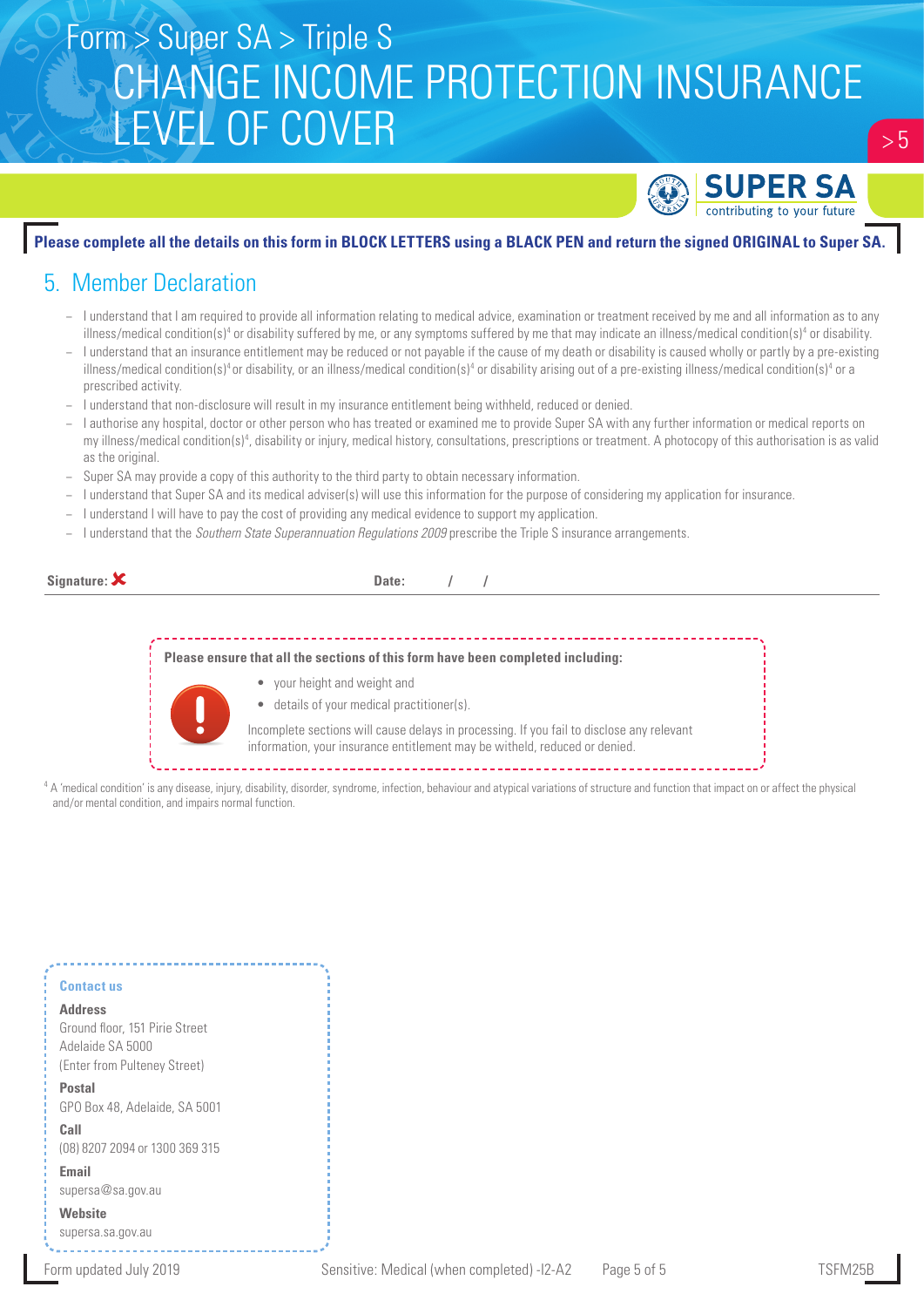Form > Super SA > Triple S

# CHANGE INCOME PROTECTION INSURANCE LEVEL OF COVER

**Please complete all the details on this form in BLOCK LETTERS using a BLACK PEN and return the signed ORIGINAL to Super SA.**

## 5. Member Declaration

- I understand that I am required to provide all information relating to medical advice, examination or treatment received by me and all information as to any illness/medical condition(s)[4] or disability suffered by me, or any symptoms suffered by me that may indicate an illness/medical condition(s)[4] or disability.
- I understand that an insurance entitlement may be reduced or not payable if the cause of my death or disability is caused wholly or partly by a pre-existing illness/medical condition(s)[4] or disability, or an illness/medical condition(s)[4] or disability arising out of a pre-existing illness/medical condition(s)[4] or a prescribed activity.
- I understand that non-disclosure will result in my insurance entitlement being withheld, reduced or denied.
- I authorise any hospital, doctor or other person who has treated or examined me to provide Super SA with any further information or medical reports on my illness/medical condition(s)[4], disability or injury, medical history, consultations, prescriptions or treatment. A photocopy of this authorisation is as valid as the original.
- Super SA may provide a copy of this authority to the third party to obtain necessary information.
- I understand that Super SA and its medical adviser(s) will use this information for the purpose of considering my application for insurance.
- I understand I will have to pay the cost of providing any medical evidence to support my application.
- I understand that the *Southern State Superannuation Regulations 2009* prescribe the Triple S insurance arrangements.

**Signature:** ✘ **Date:** / /

**Please ensure that all the sections of this form have been completed including:**

- your height and weight and
- details of your medical practitioner(s).

Incomplete sections will cause delays in processing. If you fail to disclose any relevant information, your insurance entitlement may be witheld, reduced or denied.

[4] A 'medical condition' is any disease, injury, disability, disorder, syndrome, infection, behaviour and atypical variations of structure and function that impact on or affect the physical and/or mental condition, and impairs normal function.

**Contact us**

**Address**
Ground floor, 151 Pirie Street
Adelaide SA 5000
(Enter from Pulteney Street)

**Postal**
GPO Box 48, Adelaide, SA 5001

**Call**
(08) 8207 2094 or 1300 369 315

**Email**
supersa@sa.gov.au

**Website**
supersa.sa.gov.au

Form updated July 2019 Sensitive: Medical (when completed) -I2-A2 TSFM25B